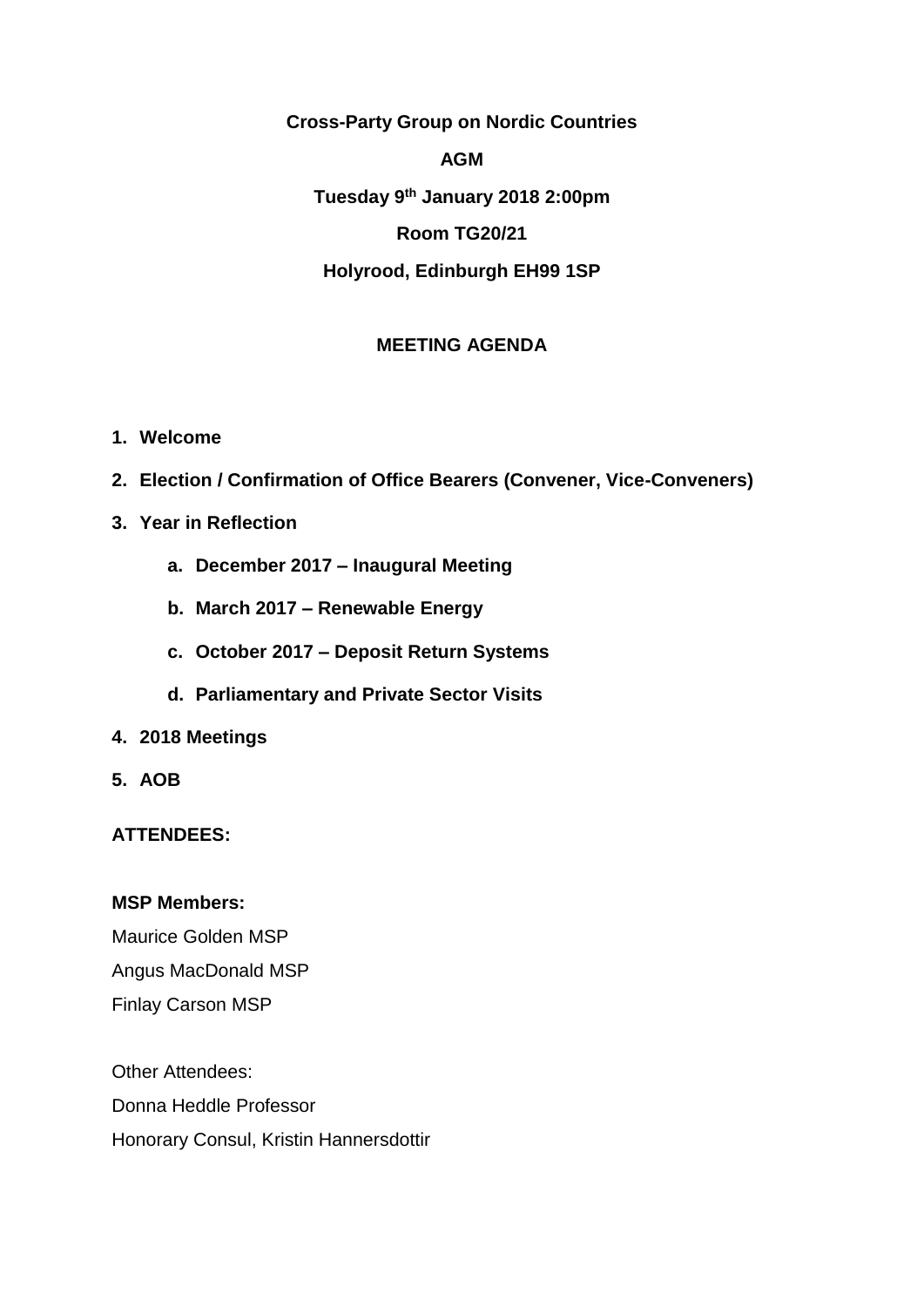**Cross-Party Group on Nordic Countries**

**AGM**

**Tuesday 9th January 2018 2:00pm**

**Room TG20/21**

**Holyrood, Edinburgh EH99 1SP**

**MEETING AGENDA**

1. **Welcome**
2. **Election / Confirmation of Office Bearers (Convener, Vice-Conveners)**
3. **Year in Reflection**
    a. **December 2017 – Inaugural Meeting**
    b. **March 2017 – Renewable Energy**
    c. **October 2017 – Deposit Return Systems**
    d. **Parliamentary and Private Sector Visits**
4. **2018 Meetings**
5. **AOB**

**ATTENDEES:**

**MSP Members:**

Maurice Golden MSP

Angus MacDonald MSP

Finlay Carson MSP

Other Attendees:

Donna Heddle Professor

Honorary Consul, Kristin Hannersdottir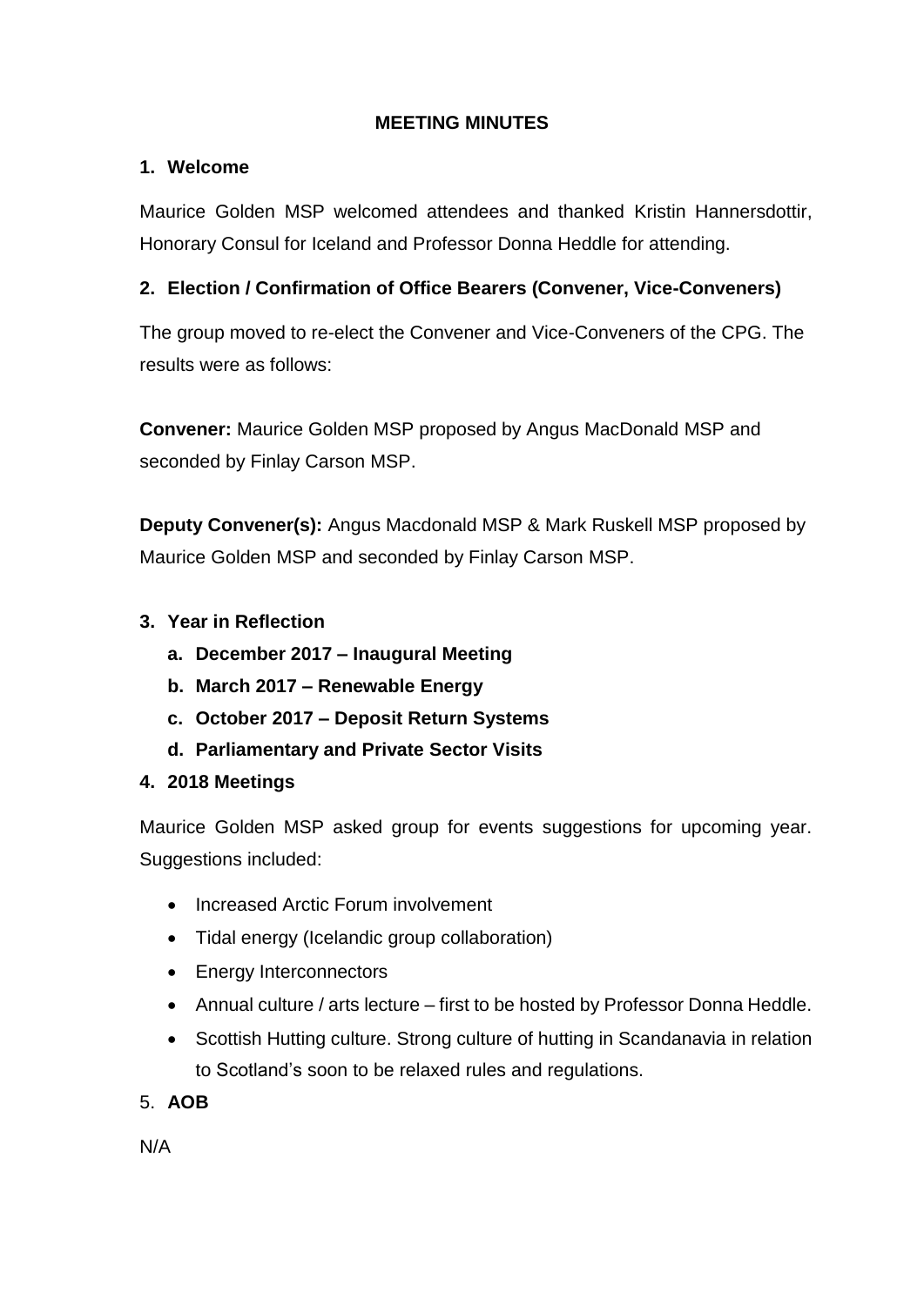**MEETING MINUTES**

1. **Welcome**

Maurice Golden MSP welcomed attendees and thanked Kristin Hannersdottir, Honorary Consul for Iceland and Professor Donna Heddle for attending.

2. **Election / Confirmation of Office Bearers (Convener, Vice-Conveners)**

The group moved to re-elect the Convener and Vice-Conveners of the CPG. The results were as follows:

**Convener:** Maurice Golden MSP proposed by Angus MacDonald MSP and seconded by Finlay Carson MSP.

**Deputy Convener(s):** Angus Macdonald MSP & Mark Ruskell MSP proposed by Maurice Golden MSP and seconded by Finlay Carson MSP.

3. **Year in Reflection**
    a. **December 2017 – Inaugural Meeting**
    b. **March 2017 – Renewable Energy**
    c. **October 2017 – Deposit Return Systems**
    d. **Parliamentary and Private Sector Visits**
4. **2018 Meetings**

Maurice Golden MSP asked group for events suggestions for upcoming year. Suggestions included:

- Increased Arctic Forum involvement
- Tidal energy (Icelandic group collaboration)
- Energy Interconnectors
- Annual culture / arts lecture – first to be hosted by Professor Donna Heddle.
- Scottish Hutting culture. Strong culture of hutting in Scandanavia in relation to Scotland's soon to be relaxed rules and regulations.

5. **AOB**

N/A